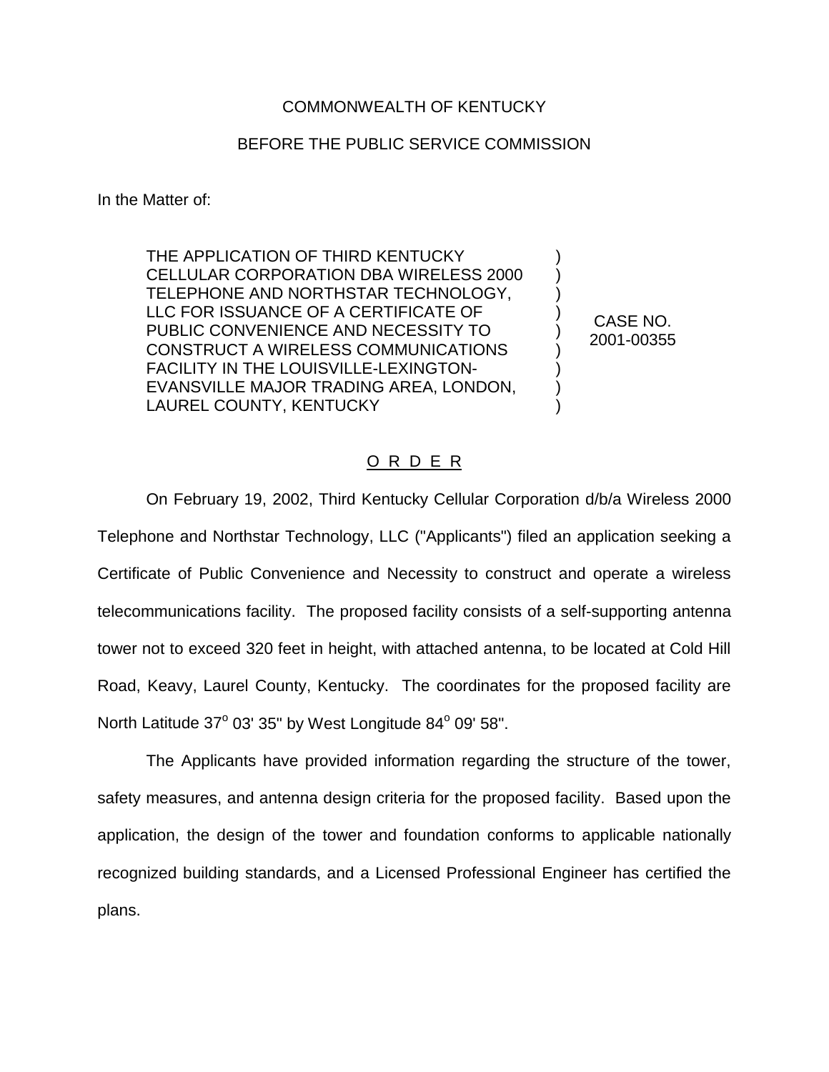COMMONWEALTH OF KENTUCKY

BEFORE THE PUBLIC SERVICE COMMISSION

In the Matter of:

| | |
|---|---|
| THE APPLICATION OF THIRD KENTUCKY CELLULAR CORPORATION DBA WIRELESS 2000 TELEPHONE AND NORTHSTAR TECHNOLOGY, LLC FOR ISSUANCE OF A CERTIFICATE OF PUBLIC CONVENIENCE AND NECESSITY TO CONSTRUCT A WIRELESS COMMUNICATIONS FACILITY IN THE LOUISVILLE-LEXINGTON-EVANSVILLE MAJOR TRADING AREA, LONDON, LAUREL COUNTY, KENTUCKY | CASE NO. 2001-00355 |

## O R D E R

On February 19, 2002, Third Kentucky Cellular Corporation d/b/a Wireless 2000 Telephone and Northstar Technology, LLC ("Applicants") filed an application seeking a Certificate of Public Convenience and Necessity to construct and operate a wireless telecommunications facility. The proposed facility consists of a self-supporting antenna tower not to exceed 320 feet in height, with attached antenna, to be located at Cold Hill Road, Keavy, Laurel County, Kentucky. The coordinates for the proposed facility are North Latitude 37° 03' 35" by West Longitude 84° 09' 58".

The Applicants have provided information regarding the structure of the tower, safety measures, and antenna design criteria for the proposed facility. Based upon the application, the design of the tower and foundation conforms to applicable nationally recognized building standards, and a Licensed Professional Engineer has certified the plans.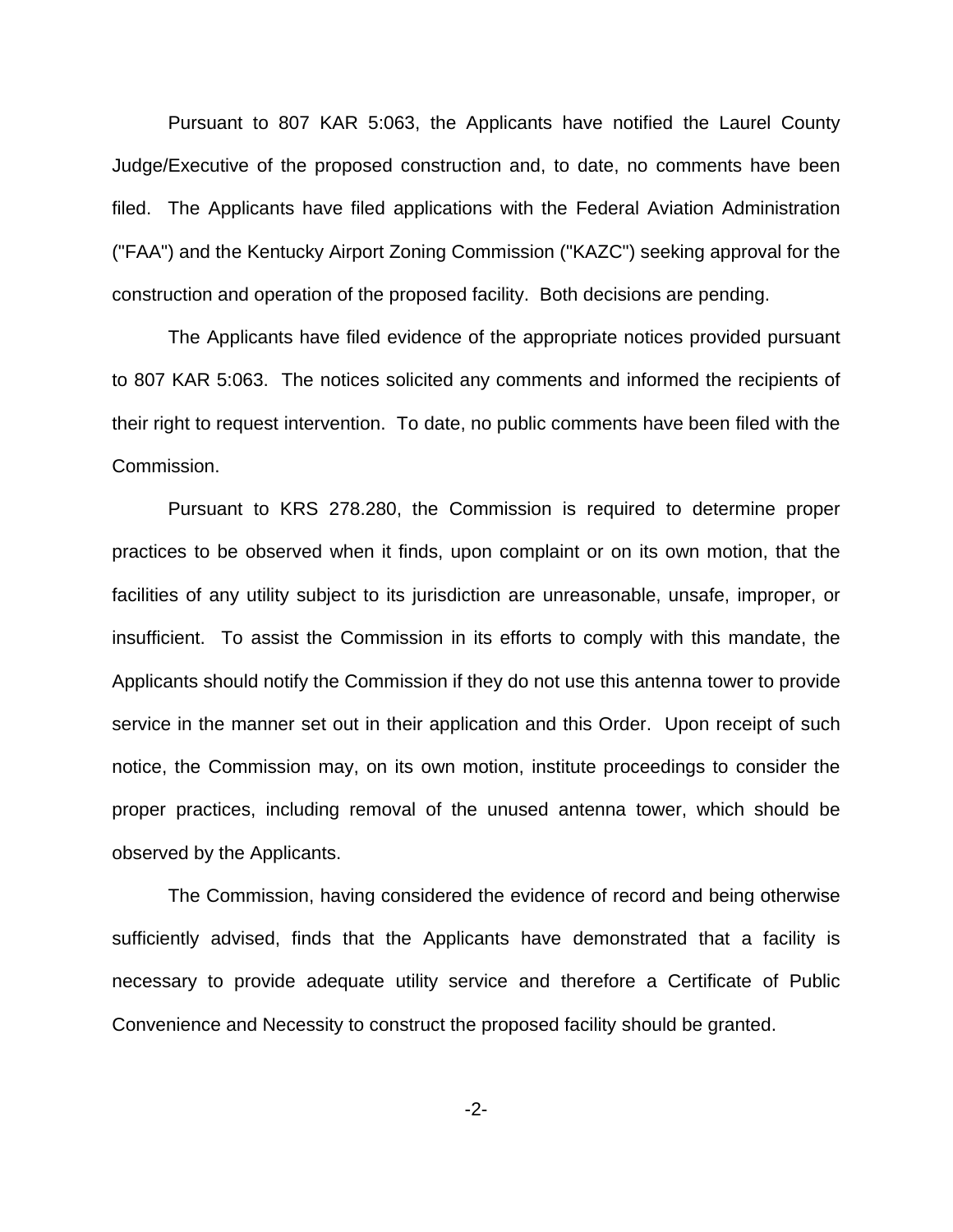Pursuant to 807 KAR 5:063, the Applicants have notified the Laurel County Judge/Executive of the proposed construction and, to date, no comments have been filed. The Applicants have filed applications with the Federal Aviation Administration ("FAA") and the Kentucky Airport Zoning Commission ("KAZC") seeking approval for the construction and operation of the proposed facility. Both decisions are pending.

The Applicants have filed evidence of the appropriate notices provided pursuant to 807 KAR 5:063. The notices solicited any comments and informed the recipients of their right to request intervention. To date, no public comments have been filed with the Commission.

Pursuant to KRS 278.280, the Commission is required to determine proper practices to be observed when it finds, upon complaint or on its own motion, that the facilities of any utility subject to its jurisdiction are unreasonable, unsafe, improper, or insufficient. To assist the Commission in its efforts to comply with this mandate, the Applicants should notify the Commission if they do not use this antenna tower to provide service in the manner set out in their application and this Order. Upon receipt of such notice, the Commission may, on its own motion, institute proceedings to consider the proper practices, including removal of the unused antenna tower, which should be observed by the Applicants.

The Commission, having considered the evidence of record and being otherwise sufficiently advised, finds that the Applicants have demonstrated that a facility is necessary to provide adequate utility service and therefore a Certificate of Public Convenience and Necessity to construct the proposed facility should be granted.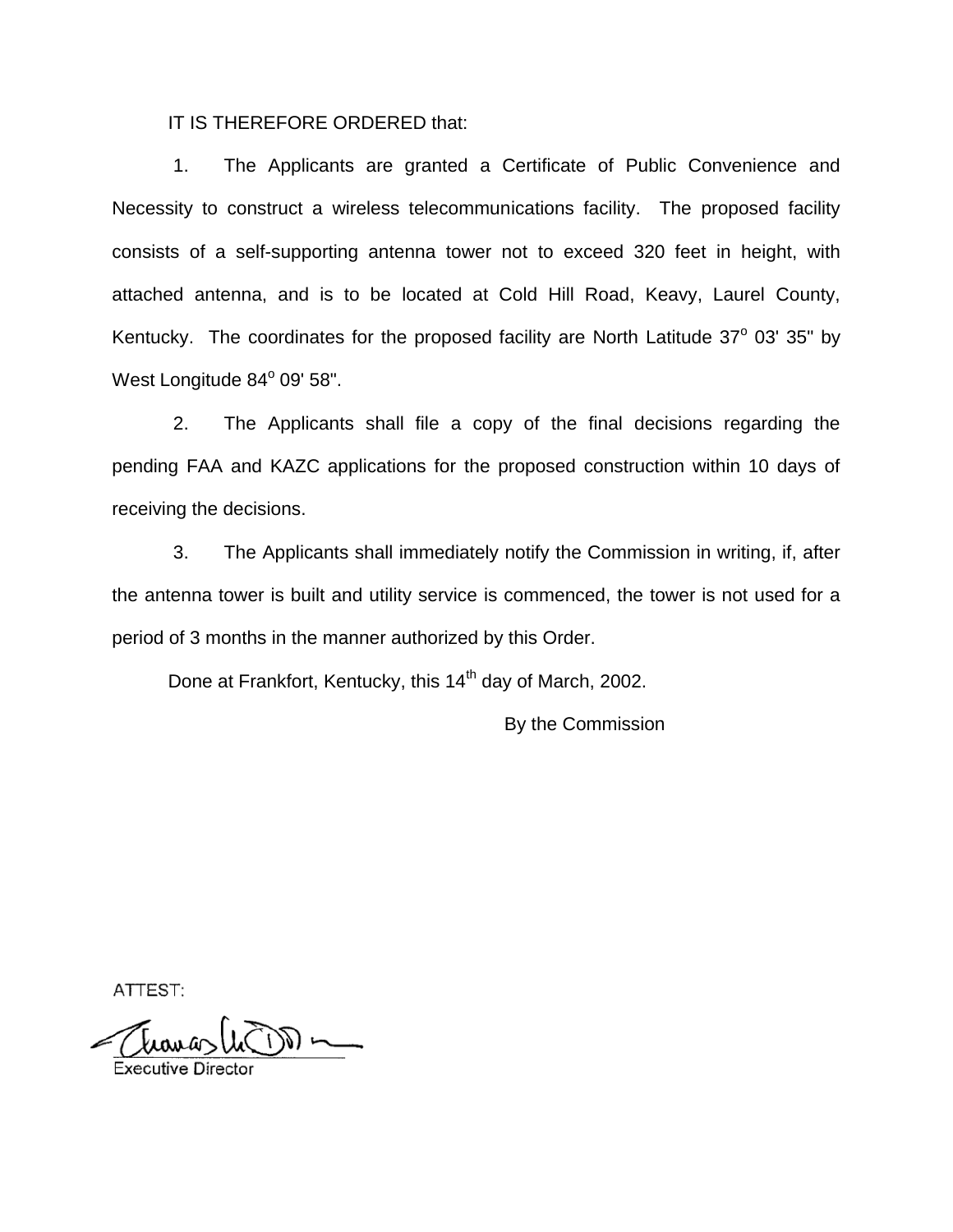IT IS THEREFORE ORDERED that:

1. The Applicants are granted a Certificate of Public Convenience and Necessity to construct a wireless telecommunications facility. The proposed facility consists of a self-supporting antenna tower not to exceed 320 feet in height, with attached antenna, and is to be located at Cold Hill Road, Keavy, Laurel County, Kentucky. The coordinates for the proposed facility are North Latitude 37$^{o}$ 03' 35" by West Longitude 84$^{o}$ 09' 58".

2. The Applicants shall file a copy of the final decisions regarding the pending FAA and KAZC applications for the proposed construction within 10 days of receiving the decisions.

3. The Applicants shall immediately notify the Commission in writing, if, after the antenna tower is built and utility service is commenced, the tower is not used for a period of 3 months in the manner authorized by this Order.

Done at Frankfort, Kentucky, this 14$^{th}$ day of March, 2002.

By the Commission

ATTEST:

Executive Director